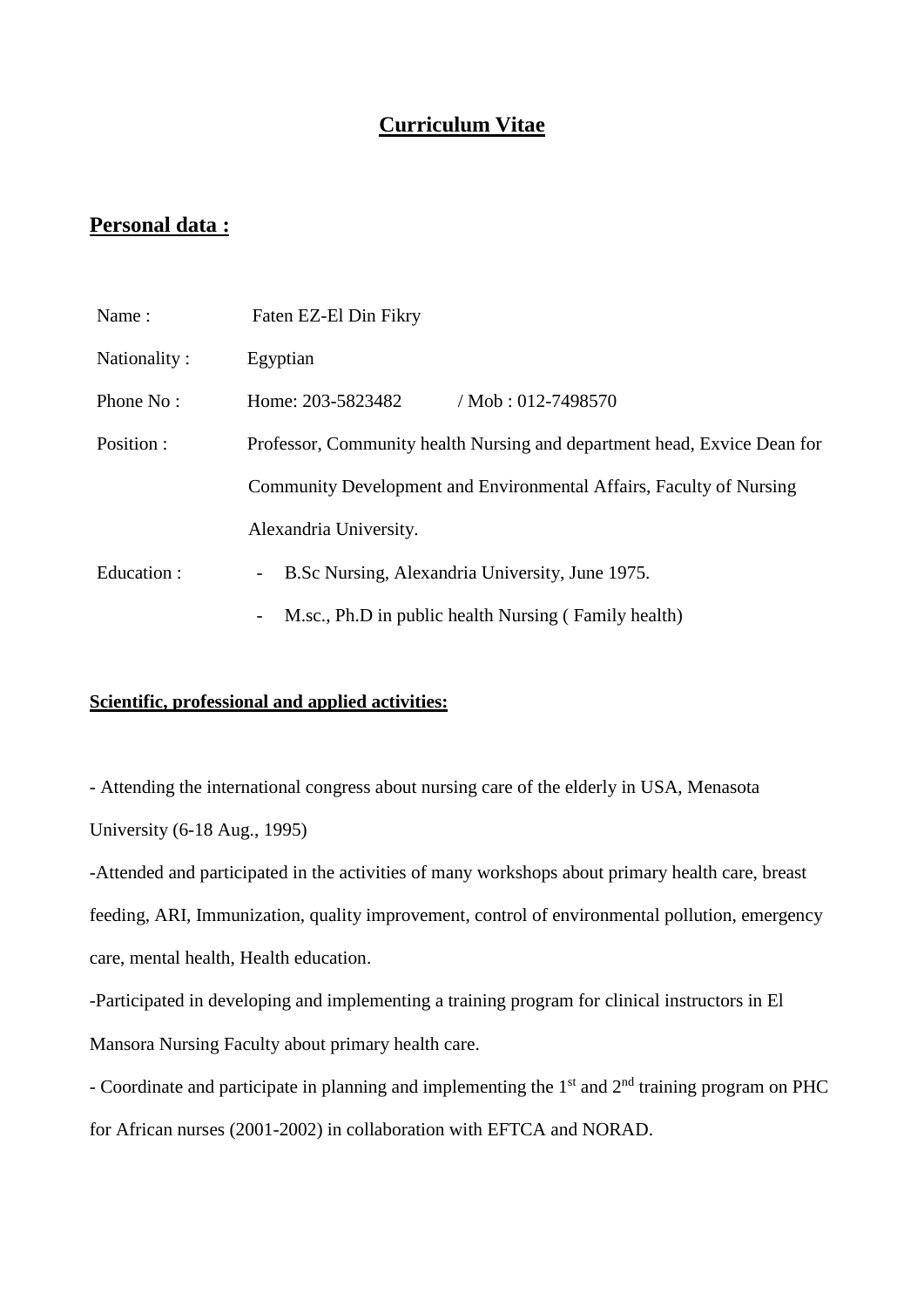# Curriculum Vitae

## Personal data :

| | |
|---|---|
| Name : | Faten EZ-El Din Fikry |
| Nationality : | Egyptian |
| Phone No : | Home: 203-5823482 / Mob : 012-7498570 |
| Position : | Professor, Community health Nursing and department head, Exvice Dean for Community Development and Environmental Affairs, Faculty of Nursing Alexandria University. |
| Education : | - B.Sc Nursing, Alexandria University, June 1975.<br>- M.sc., Ph.D in public health Nursing ( Family health) |

**Scientific, professional and applied activities:**

- Attending the international congress about nursing care of the elderly in USA, Menasota University (6-18 Aug., 1995)

-Attended and participated in the activities of many workshops about primary health care, breast feeding, ARI, Immunization, quality improvement, control of environmental pollution, emergency care, mental health, Health education.

-Participated in developing and implementing a training program for clinical instructors in El Mansora Nursing Faculty about primary health care.

- Coordinate and participate in planning and implementing the 1st and 2nd training program on PHC for African nurses (2001-2002) in collaboration with EFTCA and NORAD.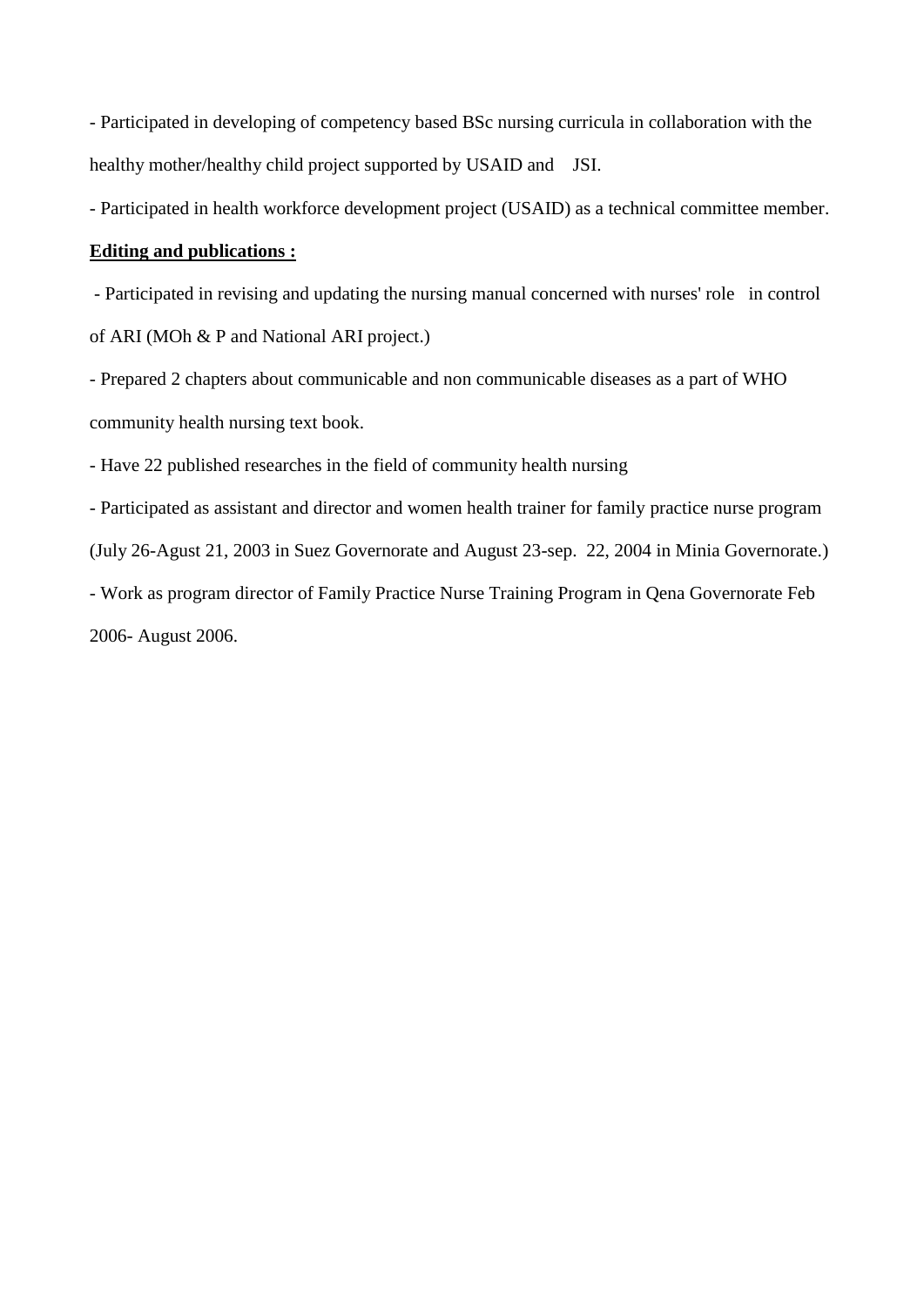- Participated in developing of competency based BSc nursing curricula in collaboration with the healthy mother/healthy child project supported by USAID and JSI.

- Participated in health workforce development project (USAID) as a technical committee member.

**<u>Editing and publications :</u>**

- Participated in revising and updating the nursing manual concerned with nurses' role in control of ARI (MOh & P and National ARI project.)

- Prepared 2 chapters about communicable and non communicable diseases as a part of WHO community health nursing text book.

- Have 22 published researches in the field of community health nursing

- Participated as assistant and director and women health trainer for family practice nurse program (July 26-Agust 21, 2003 in Suez Governorate and August 23-sep. 22, 2004 in Minia Governorate.)

- Work as program director of Family Practice Nurse Training Program in Qena Governorate Feb 2006- August 2006.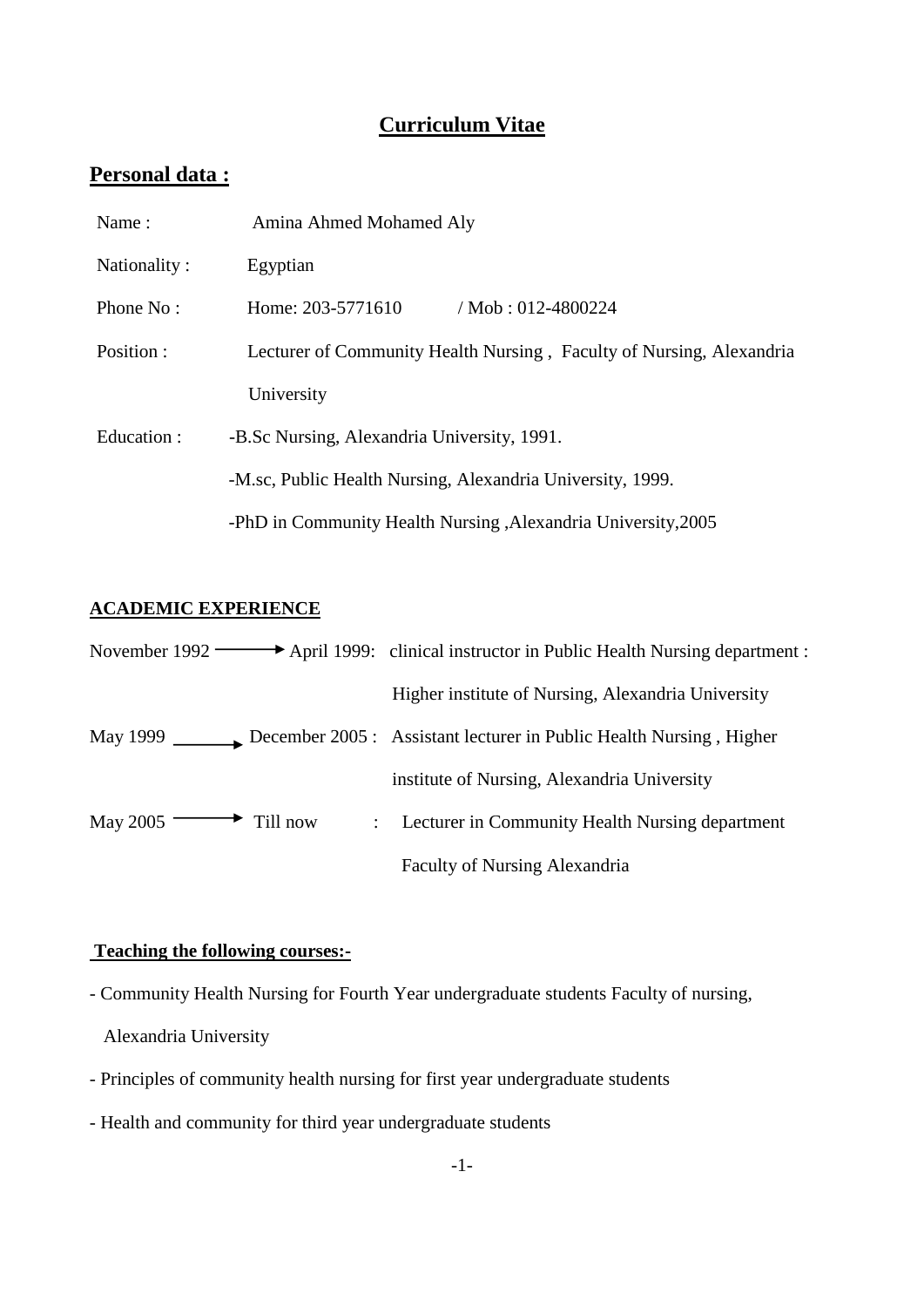# Curriculum Vitae

## Personal data :

Name : Amina Ahmed Mohamed Aly

Nationality : Egyptian

Phone No : Home: 203-5771610 / Mob : 012-4800224

Position : Lecturer of Community Health Nursing , Faculty of Nursing, Alexandria University

Education : -B.Sc Nursing, Alexandria University, 1991.

-M.sc, Public Health Nursing, Alexandria University, 1999.

-PhD in Community Health Nursing ,Alexandria University,2005

### ACADEMIC EXPERIENCE

November 1992 → April 1999: clinical instructor in Public Health Nursing department : Higher institute of Nursing, Alexandria University

May 1999 → December 2005 : Assistant lecturer in Public Health Nursing , Higher institute of Nursing, Alexandria University

May 2005 → Till now : Lecturer in Community Health Nursing department Faculty of Nursing Alexandria

### Teaching the following courses:-

- Community Health Nursing for Fourth Year undergraduate students Faculty of nursing, Alexandria University
- Principles of community health nursing for first year undergraduate students
- Health and community for third year undergraduate students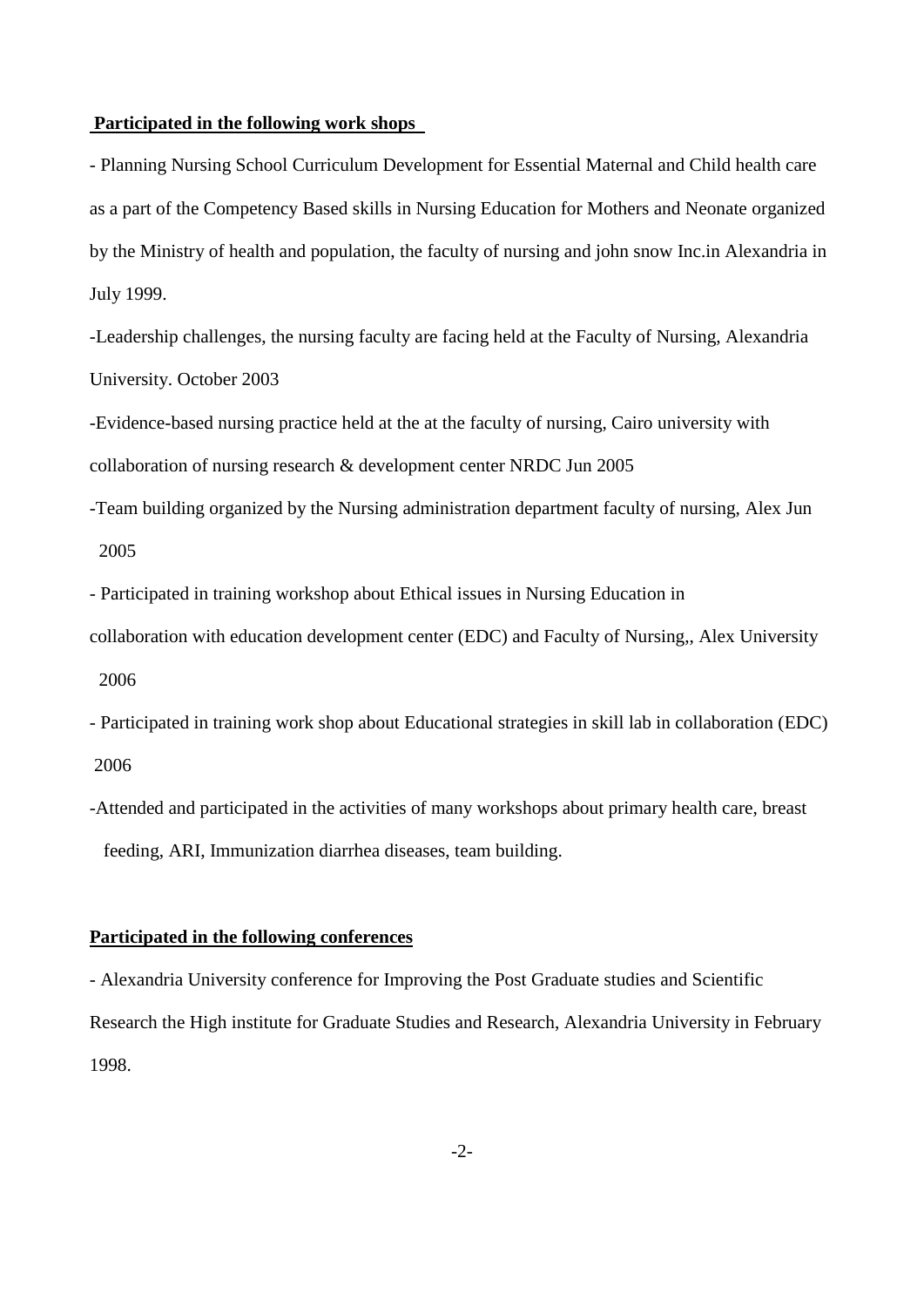**Participated in the following work shops**

- Planning Nursing School Curriculum Development for Essential Maternal and Child health care as a part of the Competency Based skills in Nursing Education for Mothers and Neonate organized by the Ministry of health and population, the faculty of nursing and john snow Inc.in Alexandria in July 1999.
- Leadership challenges, the nursing faculty are facing held at the Faculty of Nursing, Alexandria University. October 2003
- Evidence-based nursing practice held at the at the faculty of nursing, Cairo university with collaboration of nursing research & development center NRDC Jun 2005
- Team building organized by the Nursing administration department faculty of nursing, Alex Jun 2005
- Participated in training workshop about Ethical issues in Nursing Education in collaboration with education development center (EDC) and Faculty of Nursing,, Alex University 2006
- Participated in training work shop about Educational strategies in skill lab in collaboration (EDC) 2006
- Attended and participated in the activities of many workshops about primary health care, breast feeding, ARI, Immunization diarrhea diseases, team building.

**Participated in the following conferences**

- Alexandria University conference for Improving the Post Graduate studies and Scientific Research the High institute for Graduate Studies and Research, Alexandria University in February 1998.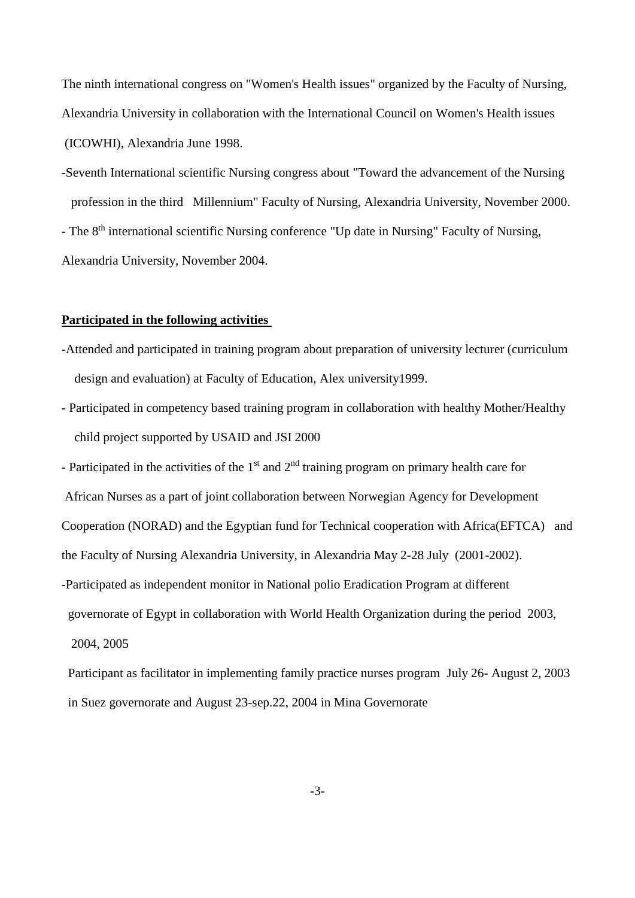The ninth international congress on "Women's Health issues" organized by the Faculty of Nursing, Alexandria University in collaboration with the International Council on Women's Health issues (ICOWHI), Alexandria June 1998.

-Seventh International scientific Nursing congress about "Toward the advancement of the Nursing profession in the third Millennium" Faculty of Nursing, Alexandria University, November 2000.

- The 8th international scientific Nursing conference "Up date in Nursing" Faculty of Nursing, Alexandria University, November 2004.

**Participated in the following activities**

-Attended and participated in training program about preparation of university lecturer (curriculum design and evaluation) at Faculty of Education, Alex university1999.

- Participated in competency based training program in collaboration with healthy Mother/Healthy child project supported by USAID and JSI 2000

- Participated in the activities of the 1st and 2nd training program on primary health care for African Nurses as a part of joint collaboration between Norwegian Agency for Development Cooperation (NORAD) and the Egyptian fund for Technical cooperation with Africa(EFTCA) and the Faculty of Nursing Alexandria University, in Alexandria May 2-28 July (2001-2002).

-Participated as independent monitor in National polio Eradication Program at different governorate of Egypt in collaboration with World Health Organization during the period 2003, 2004, 2005

Participant as facilitator in implementing family practice nurses program July 26- August 2, 2003 in Suez governorate and August 23-sep.22, 2004 in Mina Governorate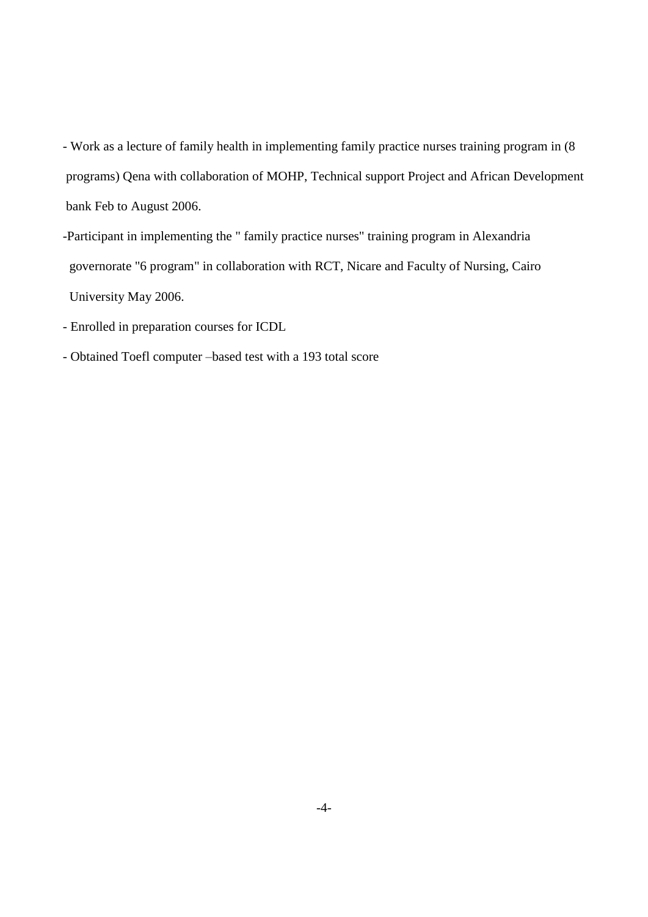- Work as a lecture of family health in implementing family practice nurses training program in (8 programs) Qena with collaboration of MOHP, Technical support Project and African Development bank Feb to August 2006.

- Participant in implementing the " family practice nurses" training program in Alexandria governorate "6 program" in collaboration with RCT, Nicare and Faculty of Nursing, Cairo University May 2006.

- Enrolled in preparation courses for ICDL

- Obtained Toefl computer –based test with a 193 total score